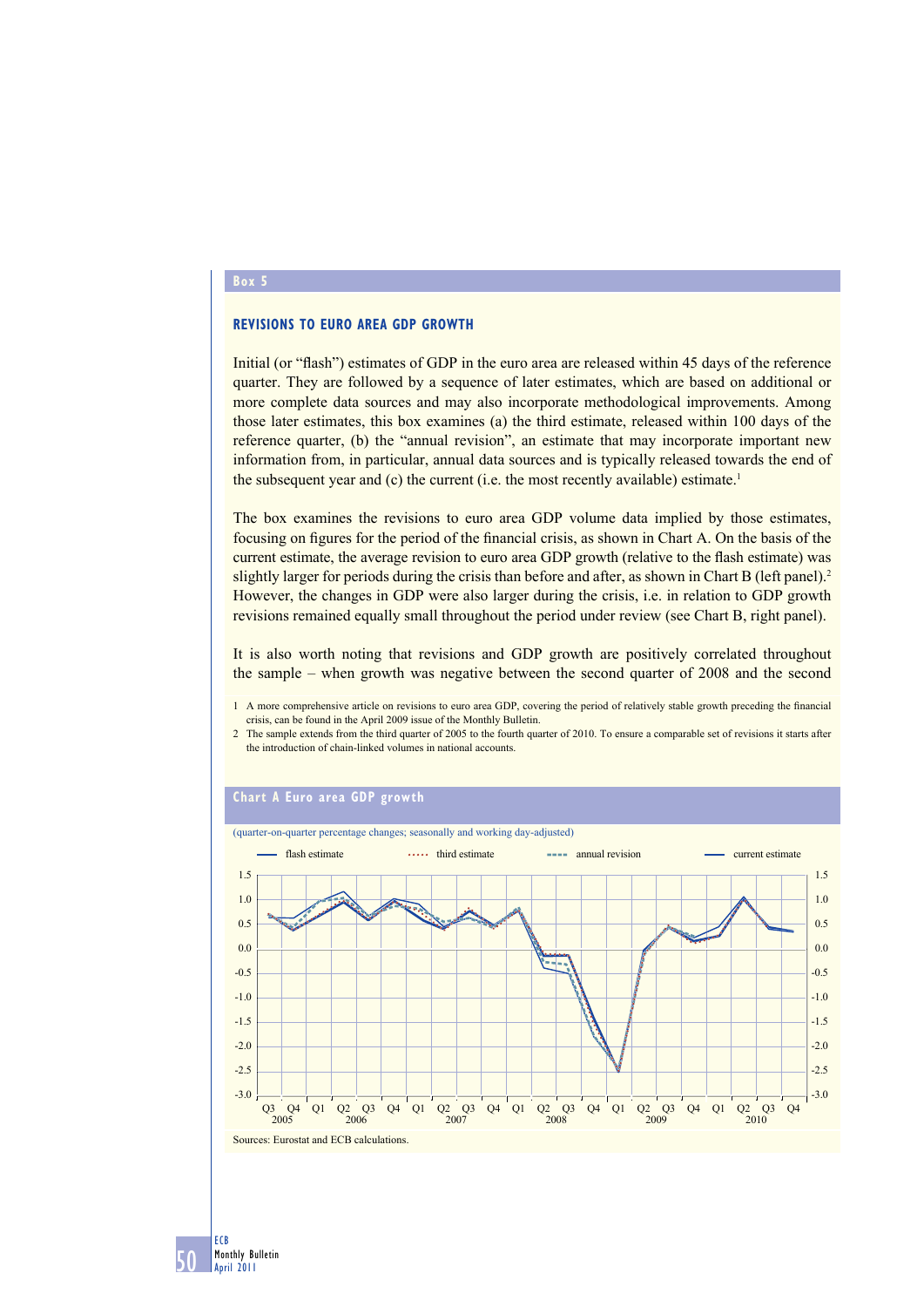## Box 5

### REVISIONS TO EURO AREA GDP GROWTH

Initial (or "flash") estimates of GDP in the euro area are released within 45 days of the reference quarter. They are followed by a sequence of later estimates, which are based on additional or more complete data sources and may also incorporate methodological improvements. Among those later estimates, this box examines (a) the third estimate, released within 100 days of the reference quarter, (b) the "annual revision", an estimate that may incorporate important new information from, in particular, annual data sources and is typically released towards the end of the subsequent year and (c) the current (i.e. the most recently available) estimate.[1]

The box examines the revisions to euro area GDP volume data implied by those estimates, focusing on figures for the period of the financial crisis, as shown in Chart A. On the basis of the current estimate, the average revision to euro area GDP growth (relative to the flash estimate) was slightly larger for periods during the crisis than before and after, as shown in Chart B (left panel).[2] However, the changes in GDP were also larger during the crisis, i.e. in relation to GDP growth revisions remained equally small throughout the period under review (see Chart B, right panel).

It is also worth noting that revisions and GDP growth are positively correlated throughout the sample – when growth was negative between the second quarter of 2008 and the second

1 A more comprehensive article on revisions to euro area GDP, covering the period of relatively stable growth preceding the financial crisis, can be found in the April 2009 issue of the Monthly Bulletin.

2 The sample extends from the third quarter of 2005 to the fourth quarter of 2010. To ensure a comparable set of revisions it starts after the introduction of chain-linked volumes in national accounts.

**Chart A Euro area GDP growth**

(quarter-on-quarter percentage changes; seasonally and working day-adjusted)

Legend: flash estimate; third estimate; annual revision; current estimate

Sources: Eurostat and ECB calculations.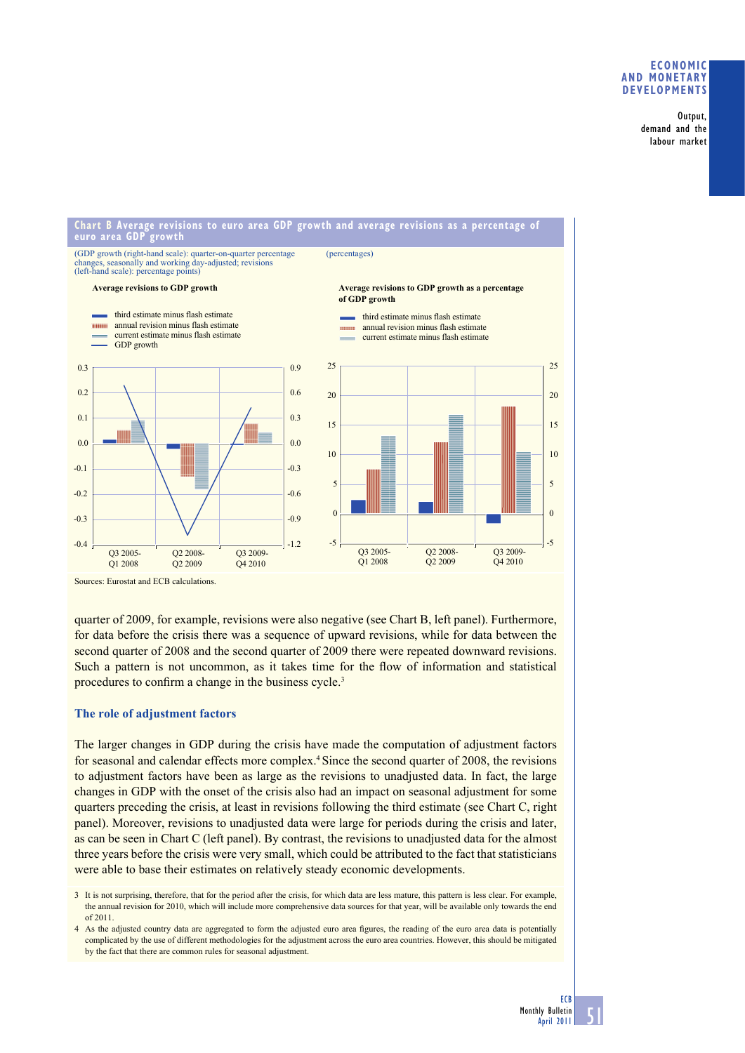**Chart B Average revisions to euro area GDP growth and average revisions as a percentage of euro area GDP growth**

(GDP growth (right-hand scale): quarter-on-quarter percentage changes, seasonally and working day-adjusted; revisions (left-hand scale): percentage points)

(percentages)

Average revisions to GDP growth

- third estimate minus flash estimate
- annual revision minus flash estimate
- current estimate minus flash estimate
- GDP growth

Average revisions to GDP growth as a percentage of GDP growth

- third estimate minus flash estimate
- annual revision minus flash estimate
- current estimate minus flash estimate

Sources: Eurostat and ECB calculations.

quarter of 2009, for example, revisions were also negative (see Chart B, left panel). Furthermore, for data before the crisis there was a sequence of upward revisions, while for data between the second quarter of 2008 and the second quarter of 2009 there were repeated downward revisions. Such a pattern is not uncommon, as it takes time for the flow of information and statistical procedures to confirm a change in the business cycle.[3]

## The role of adjustment factors

The larger changes in GDP during the crisis have made the computation of adjustment factors for seasonal and calendar effects more complex.[4] Since the second quarter of 2008, the revisions to adjustment factors have been as large as the revisions to unadjusted data. In fact, the large changes in GDP with the onset of the crisis also had an impact on seasonal adjustment for some quarters preceding the crisis, at least in revisions following the third estimate (see Chart C, right panel). Moreover, revisions to unadjusted data were large for periods during the crisis and later, as can be seen in Chart C (left panel). By contrast, the revisions to unadjusted data for the almost three years before the crisis were very small, which could be attributed to the fact that statisticians were able to base their estimates on relatively steady economic developments.

3 It is not surprising, therefore, that for the period after the crisis, for which data are less mature, this pattern is less clear. For example, the annual revision for 2010, which will include more comprehensive data sources for that year, will be available only towards the end of 2011.

4 As the adjusted country data are aggregated to form the adjusted euro area figures, the reading of the euro area data is potentially complicated by the use of different methodologies for the adjustment across the euro area countries. However, this should be mitigated by the fact that there are common rules for seasonal adjustment.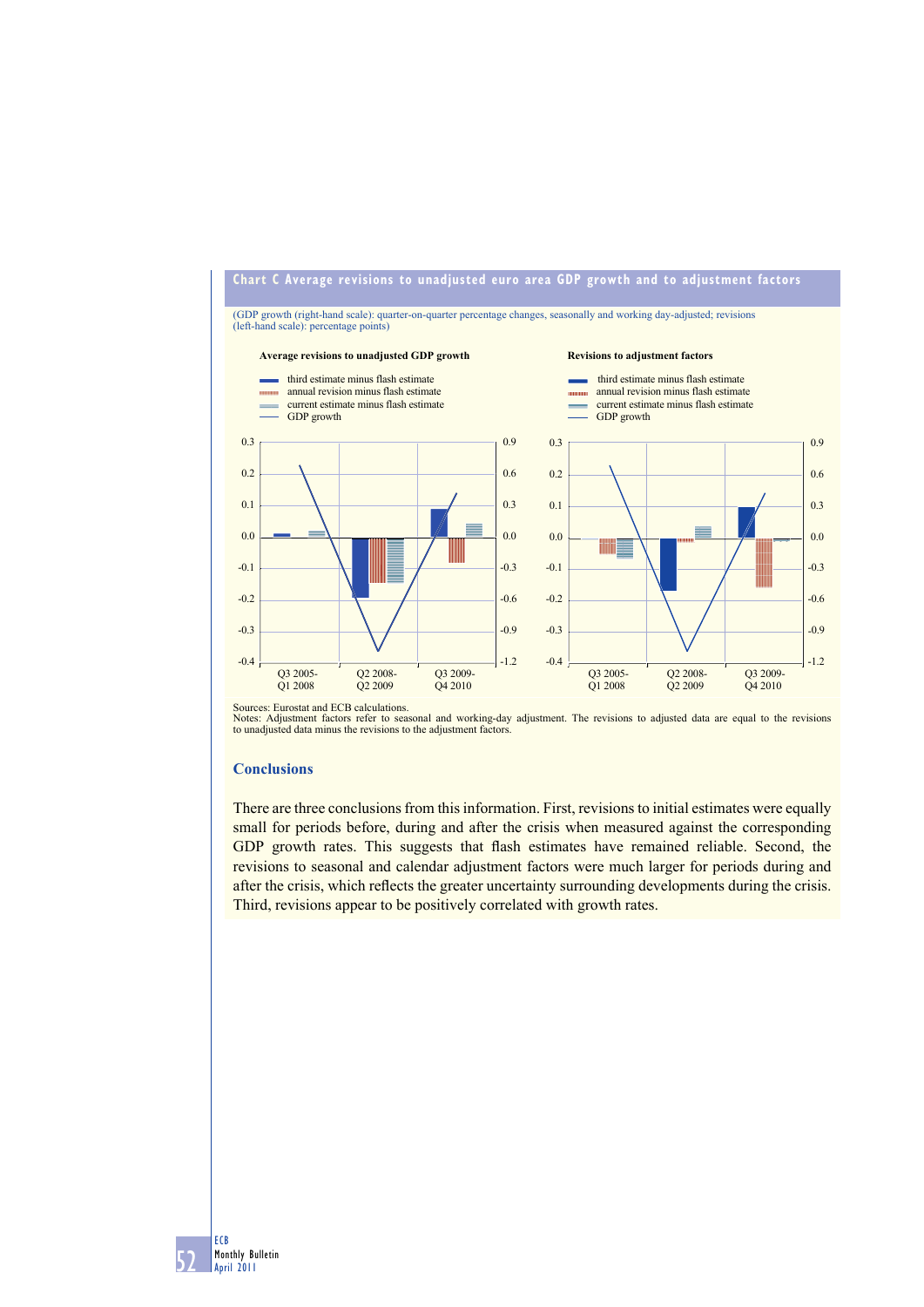**Chart C Average revisions to unadjusted euro area GDP growth and to adjustment factors**

(GDP growth (right-hand scale): quarter-on-quarter percentage changes, seasonally and working day-adjusted; revisions (left-hand scale): percentage points)

**Average revisions to unadjusted GDP growth**

third estimate minus flash estimate
annual revision minus flash estimate
current estimate minus flash estimate
GDP growth

0.3 0.2 0.1 0.0 -0.1 -0.2 -0.3 -0.4

0.9 0.6 0.3 0.0 -0.3 -0.6 -0.9 -1.2

Q3 2005-Q1 2008
Q2 2008-Q2 2009
Q3 2009-Q4 2010

**Revisions to adjustment factors**

third estimate minus flash estimate
annual revision minus flash estimate
current estimate minus flash estimate
GDP growth

0.3 0.2 0.1 0.0 -0.1 -0.2 -0.3 -0.4

0.9 0.6 0.3 0.0 -0.3 -0.6 -0.9 -1.2

Q3 2005-Q1 2008
Q2 2008-Q2 2009
Q3 2009-Q4 2010

Sources: Eurostat and ECB calculations.
Notes: Adjustment factors refer to seasonal and working-day adjustment. The revisions to adjusted data are equal to the revisions to unadjusted data minus the revisions to the adjustment factors.

## Conclusions

There are three conclusions from this information. First, revisions to initial estimates were equally small for periods before, during and after the crisis when measured against the corresponding GDP growth rates. This suggests that flash estimates have remained reliable. Second, the revisions to seasonal and calendar adjustment factors were much larger for periods during and after the crisis, which reflects the greater uncertainty surrounding developments during the crisis. Third, revisions appear to be positively correlated with growth rates.